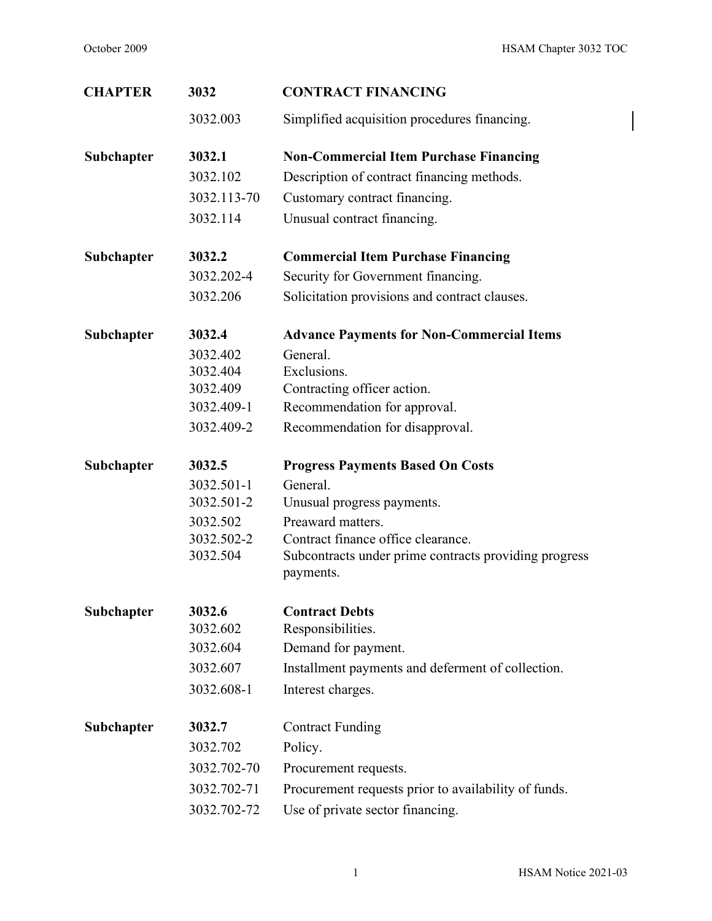| CHAPTER | 3032 | CONTRACT FINANCING |
|---|---|---|
| | 3032.003 | Simplified acquisition procedures financing. |
| **Subchapter** | **3032.1** | **Non-Commercial Item Purchase Financing** |
| | 3032.102 | Description of contract financing methods. |
| | 3032.113-70 | Customary contract financing. |
| | 3032.114 | Unusual contract financing. |
| **Subchapter** | **3032.2** | **Commercial Item Purchase Financing** |
| | 3032.202-4 | Security for Government financing. |
| | 3032.206 | Solicitation provisions and contract clauses. |
| **Subchapter** | **3032.4** | **Advance Payments for Non-Commercial Items** |
| | 3032.402 | General. |
| | 3032.404 | Exclusions. |
| | 3032.409 | Contracting officer action. |
| | 3032.409-1 | Recommendation for approval. |
| | 3032.409-2 | Recommendation for disapproval. |
| **Subchapter** | **3032.5** | **Progress Payments Based On Costs** |
| | 3032.501-1 | General. |
| | 3032.501-2 | Unusual progress payments. |
| | 3032.502 | Preaward matters. |
| | 3032.502-2 | Contract finance office clearance. |
| | 3032.504 | Subcontracts under prime contracts providing progress payments. |
| **Subchapter** | **3032.6** | **Contract Debts** |
| | 3032.602 | Responsibilities. |
| | 3032.604 | Demand for payment. |
| | 3032.607 | Installment payments and deferment of collection. |
| | 3032.608-1 | Interest charges. |
| **Subchapter** | **3032.7** | Contract Funding |
| | 3032.702 | Policy. |
| | 3032.702-70 | Procurement requests. |
| | 3032.702-71 | Procurement requests prior to availability of funds. |
| | 3032.702-72 | Use of private sector financing. |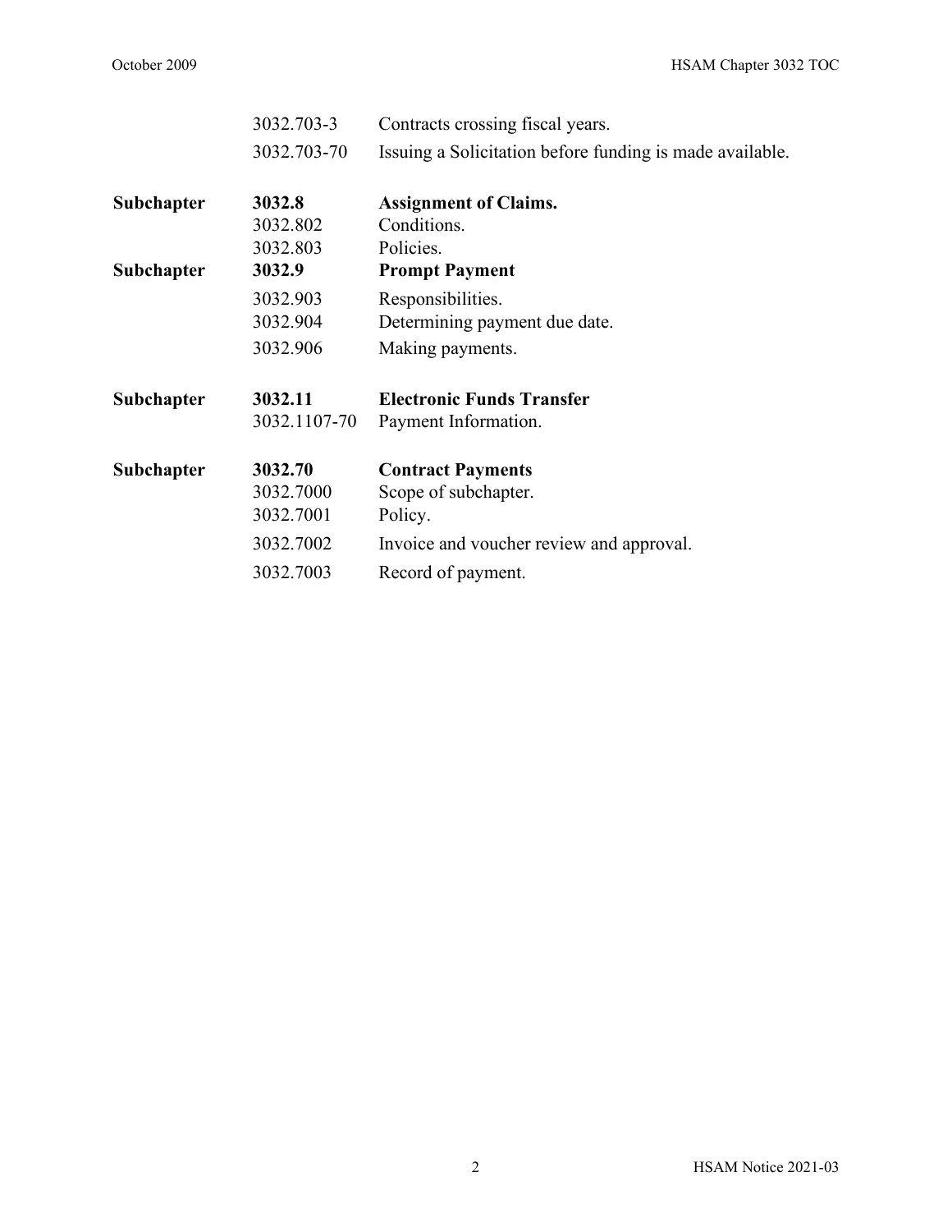| | | |
|---|---|---|
| | 3032.703-3 | Contracts crossing fiscal years. |
| | 3032.703-70 | Issuing a Solicitation before funding is made available. |
| **Subchapter** | **3032.8** | **Assignment of Claims.** |
| | 3032.802 | Conditions. |
| | 3032.803 | Policies. |
| **Subchapter** | **3032.9** | **Prompt Payment** |
| | 3032.903 | Responsibilities. |
| | 3032.904 | Determining payment due date. |
| | 3032.906 | Making payments. |
| **Subchapter** | **3032.11** | **Electronic Funds Transfer** |
| | 3032.1107-70 | Payment Information. |
| **Subchapter** | **3032.70** | **Contract Payments** |
| | 3032.7000 | Scope of subchapter. |
| | 3032.7001 | Policy. |
| | 3032.7002 | Invoice and voucher review and approval. |
| | 3032.7003 | Record of payment. |